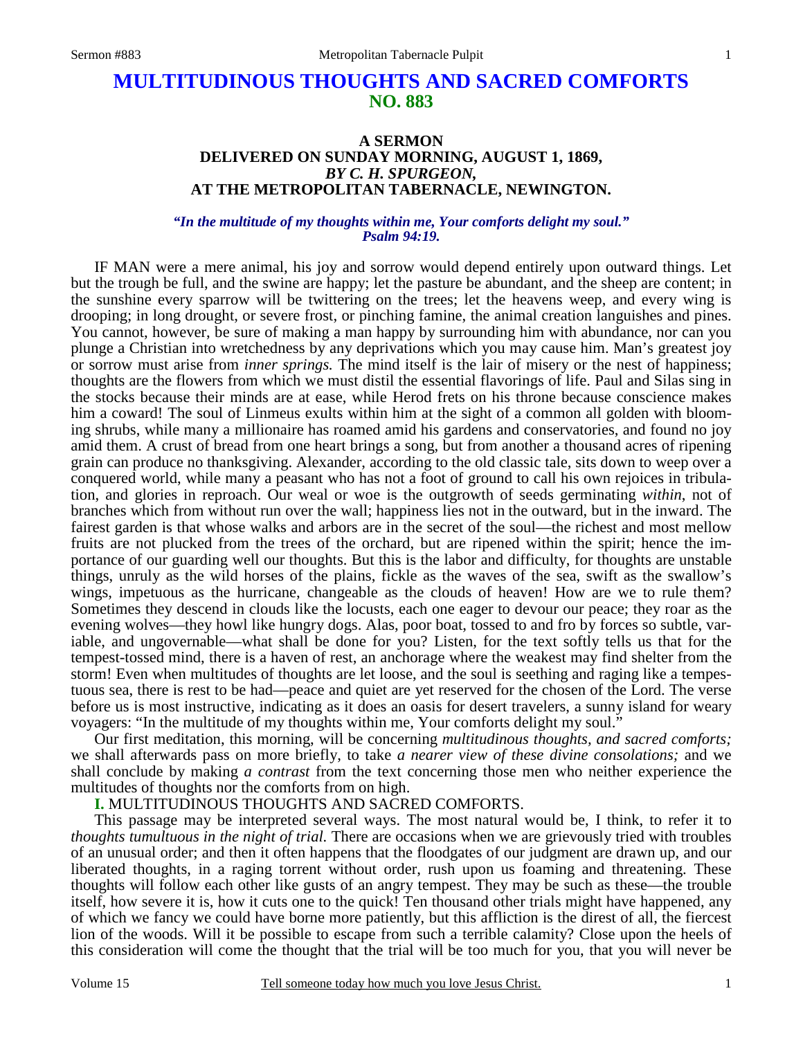# MULTITUDINOUS THOUGHTS AND SACRED COMFORTS
## NO. 883

### A SERMON
### DELIVERED ON SUNDAY MORNING, AUGUST 1, 1869,
### *BY C. H. SPURGEON,*
### AT THE METROPOLITAN TABERNACLE, NEWINGTON.

*"In the multitude of my thoughts within me, Your comforts delight my soul." Psalm 94:19.*

IF MAN were a mere animal, his joy and sorrow would depend entirely upon outward things. Let but the trough be full, and the swine are happy; let the pasture be abundant, and the sheep are content; in the sunshine every sparrow will be twittering on the trees; let the heavens weep, and every wing is drooping; in long drought, or severe frost, or pinching famine, the animal creation languishes and pines. You cannot, however, be sure of making a man happy by surrounding him with abundance, nor can you plunge a Christian into wretchedness by any deprivations which you may cause him. Man's greatest joy or sorrow must arise from *inner springs.* The mind itself is the lair of misery or the nest of happiness; thoughts are the flowers from which we must distil the essential flavorings of life. Paul and Silas sing in the stocks because their minds are at ease, while Herod frets on his throne because conscience makes him a coward! The soul of Linmeus exults within him at the sight of a common all golden with blooming shrubs, while many a millionaire has roamed amid his gardens and conservatories, and found no joy amid them. A crust of bread from one heart brings a song, but from another a thousand acres of ripening grain can produce no thanksgiving. Alexander, according to the old classic tale, sits down to weep over a conquered world, while many a peasant who has not a foot of ground to call his own rejoices in tribulation, and glories in reproach. Our weal or woe is the outgrowth of seeds germinating *within*, not of branches which from without run over the wall; happiness lies not in the outward, but in the inward. The fairest garden is that whose walks and arbors are in the secret of the soul—the richest and most mellow fruits are not plucked from the trees of the orchard, but are ripened within the spirit; hence the importance of our guarding well our thoughts. But this is the labor and difficulty, for thoughts are unstable things, unruly as the wild horses of the plains, fickle as the waves of the sea, swift as the swallow's wings, impetuous as the hurricane, changeable as the clouds of heaven! How are we to rule them? Sometimes they descend in clouds like the locusts, each one eager to devour our peace; they roar as the evening wolves—they howl like hungry dogs. Alas, poor boat, tossed to and fro by forces so subtle, variable, and ungovernable—what shall be done for you? Listen, for the text softly tells us that for the tempest-tossed mind, there is a haven of rest, an anchorage where the weakest may find shelter from the storm! Even when multitudes of thoughts are let loose, and the soul is seething and raging like a tempestuous sea, there is rest to be had—peace and quiet are yet reserved for the chosen of the Lord. The verse before us is most instructive, indicating as it does an oasis for desert travelers, a sunny island for weary voyagers: "In the multitude of my thoughts within me, Your comforts delight my soul."

Our first meditation, this morning, will be concerning *multitudinous thoughts, and sacred comforts;* we shall afterwards pass on more briefly, to take *a nearer view of these divine consolations;* and we shall conclude by making *a contrast* from the text concerning those men who neither experience the multitudes of thoughts nor the comforts from on high.

**I.** MULTITUDINOUS THOUGHTS AND SACRED COMFORTS.

This passage may be interpreted several ways. The most natural would be, I think, to refer it to *thoughts tumultuous in the night of trial.* There are occasions when we are grievously tried with troubles of an unusual order; and then it often happens that the floodgates of our judgment are drawn up, and our liberated thoughts, in a raging torrent without order, rush upon us foaming and threatening. These thoughts will follow each other like gusts of an angry tempest. They may be such as these—the trouble itself, how severe it is, how it cuts one to the quick! Ten thousand other trials might have happened, any of which we fancy we could have borne more patiently, but this affliction is the direst of all, the fiercest lion of the woods. Will it be possible to escape from such a terrible calamity? Close upon the heels of this consideration will come the thought that the trial will be too much for you, that you will never be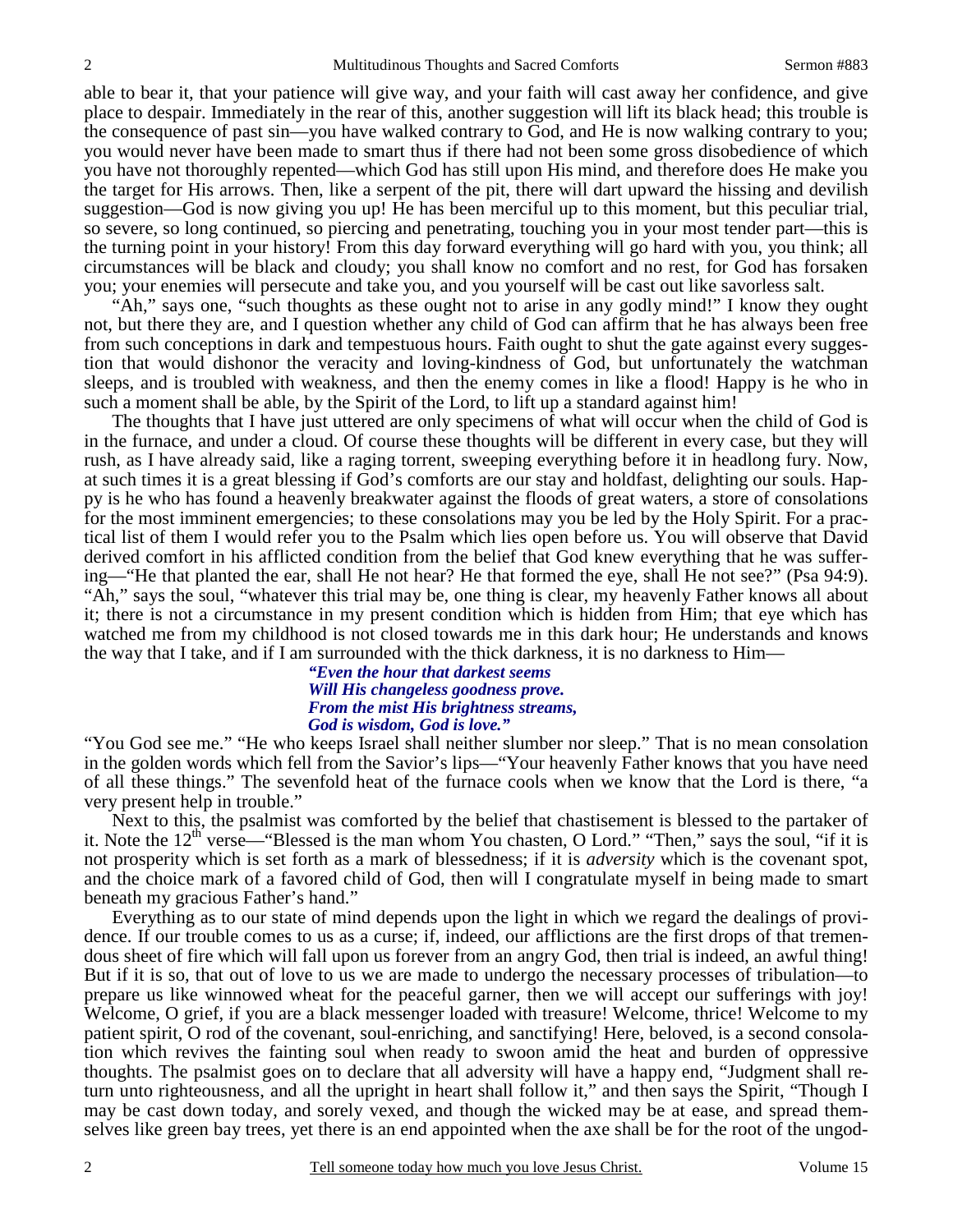able to bear it, that your patience will give way, and your faith will cast away her confidence, and give place to despair. Immediately in the rear of this, another suggestion will lift its black head; this trouble is the consequence of past sin—you have walked contrary to God, and He is now walking contrary to you; you would never have been made to smart thus if there had not been some gross disobedience of which you have not thoroughly repented—which God has still upon His mind, and therefore does He make you the target for His arrows. Then, like a serpent of the pit, there will dart upward the hissing and devilish suggestion—God is now giving you up! He has been merciful up to this moment, but this peculiar trial, so severe, so long continued, so piercing and penetrating, touching you in your most tender part—this is the turning point in your history! From this day forward everything will go hard with you, you think; all circumstances will be black and cloudy; you shall know no comfort and no rest, for God has forsaken you; your enemies will persecute and take you, and you yourself will be cast out like savorless salt.

"Ah," says one, "such thoughts as these ought not to arise in any godly mind!" I know they ought not, but there they are, and I question whether any child of God can affirm that he has always been free from such conceptions in dark and tempestuous hours. Faith ought to shut the gate against every suggestion that would dishonor the veracity and loving-kindness of God, but unfortunately the watchman sleeps, and is troubled with weakness, and then the enemy comes in like a flood! Happy is he who in such a moment shall be able, by the Spirit of the Lord, to lift up a standard against him!

The thoughts that I have just uttered are only specimens of what will occur when the child of God is in the furnace, and under a cloud. Of course these thoughts will be different in every case, but they will rush, as I have already said, like a raging torrent, sweeping everything before it in headlong fury. Now, at such times it is a great blessing if God's comforts are our stay and holdfast, delighting our souls. Happy is he who has found a heavenly breakwater against the floods of great waters, a store of consolations for the most imminent emergencies; to these consolations may you be led by the Holy Spirit. For a practical list of them I would refer you to the Psalm which lies open before us. You will observe that David derived comfort in his afflicted condition from the belief that God knew everything that he was suffering—"He that planted the ear, shall He not hear? He that formed the eye, shall He not see?" (Psa 94:9). "Ah," says the soul, "whatever this trial may be, one thing is clear, my heavenly Father knows all about it; there is not a circumstance in my present condition which is hidden from Him; that eye which has watched me from my childhood is not closed towards me in this dark hour; He understands and knows the way that I take, and if I am surrounded with the thick darkness, it is no darkness to Him—

> ***"Even the hour that darkest seems***
> ***Will His changeless goodness prove.***
> ***From the mist His brightness streams,***
> ***God is wisdom, God is love."***

"You God see me." "He who keeps Israel shall neither slumber nor sleep." That is no mean consolation in the golden words which fell from the Savior's lips—"Your heavenly Father knows that you have need of all these things." The sevenfold heat of the furnace cools when we know that the Lord is there, "a very present help in trouble."

Next to this, the psalmist was comforted by the belief that chastisement is blessed to the partaker of it. Note the 12th verse—"Blessed is the man whom You chasten, O Lord." "Then," says the soul, "if it is not prosperity which is set forth as a mark of blessedness; if it is *adversity* which is the covenant spot, and the choice mark of a favored child of God, then will I congratulate myself in being made to smart beneath my gracious Father's hand."

Everything as to our state of mind depends upon the light in which we regard the dealings of providence. If our trouble comes to us as a curse; if, indeed, our afflictions are the first drops of that tremendous sheet of fire which will fall upon us forever from an angry God, then trial is indeed, an awful thing! But if it is so, that out of love to us we are made to undergo the necessary processes of tribulation—to prepare us like winnowed wheat for the peaceful garner, then we will accept our sufferings with joy! Welcome, O grief, if you are a black messenger loaded with treasure! Welcome, thrice! Welcome to my patient spirit, O rod of the covenant, soul-enriching, and sanctifying! Here, beloved, is a second consolation which revives the fainting soul when ready to swoon amid the heat and burden of oppressive thoughts. The psalmist goes on to declare that all adversity will have a happy end, "Judgment shall return unto righteousness, and all the upright in heart shall follow it," and then says the Spirit, "Though I may be cast down today, and sorely vexed, and though the wicked may be at ease, and spread themselves like green bay trees, yet there is an end appointed when the axe shall be for the root of the ungod-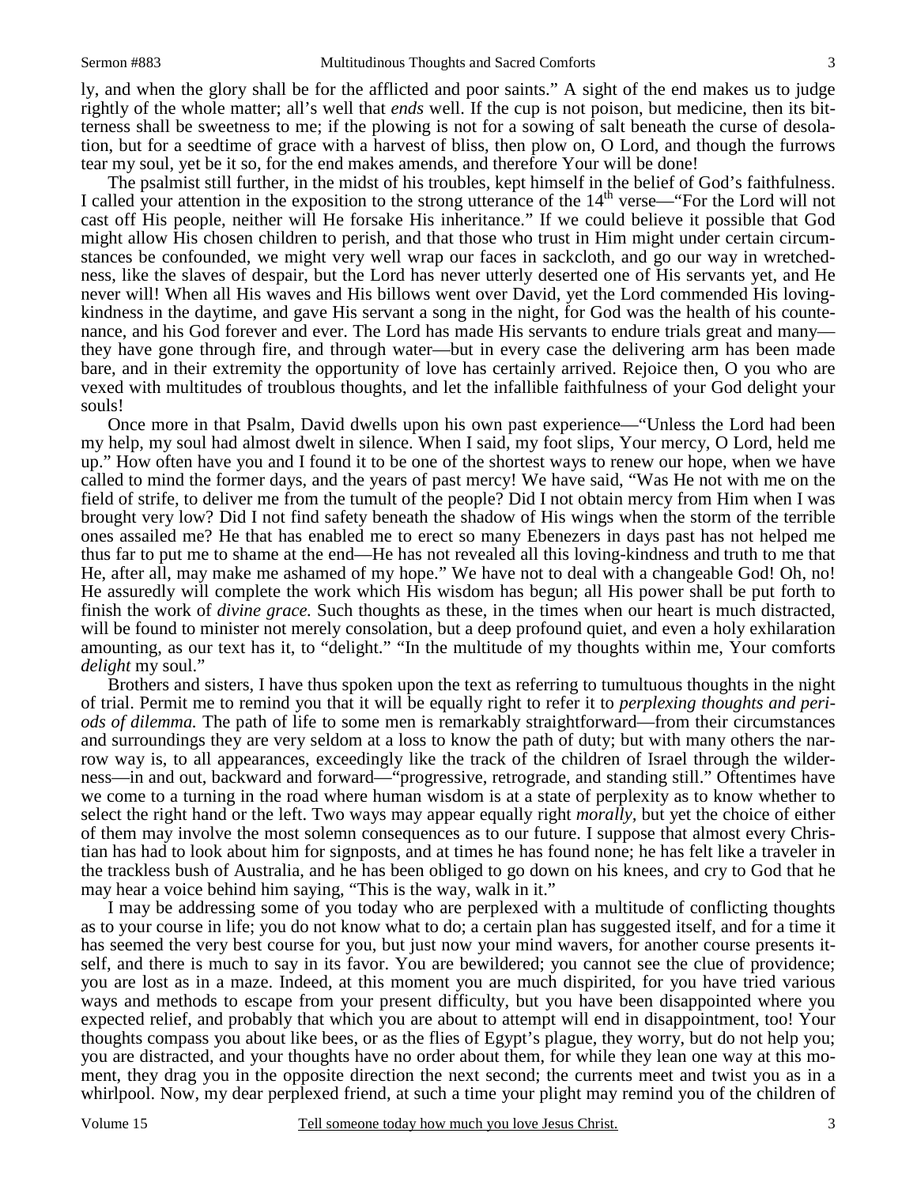ly, and when the glory shall be for the afflicted and poor saints." A sight of the end makes us to judge rightly of the whole matter; all's well that *ends* well. If the cup is not poison, but medicine, then its bitterness shall be sweetness to me; if the plowing is not for a sowing of salt beneath the curse of desolation, but for a seedtime of grace with a harvest of bliss, then plow on, O Lord, and though the furrows tear my soul, yet be it so, for the end makes amends, and therefore Your will be done!

The psalmist still further, in the midst of his troubles, kept himself in the belief of God's faithfulness. I called your attention in the exposition to the strong utterance of the 14th verse—"For the Lord will not cast off His people, neither will He forsake His inheritance." If we could believe it possible that God might allow His chosen children to perish, and that those who trust in Him might under certain circumstances be confounded, we might very well wrap our faces in sackcloth, and go our way in wretchedness, like the slaves of despair, but the Lord has never utterly deserted one of His servants yet, and He never will! When all His waves and His billows went over David, yet the Lord commended His loving-kindness in the daytime, and gave His servant a song in the night, for God was the health of his countenance, and his God forever and ever. The Lord has made His servants to endure trials great and many—they have gone through fire, and through water—but in every case the delivering arm has been made bare, and in their extremity the opportunity of love has certainly arrived. Rejoice then, O you who are vexed with multitudes of troublous thoughts, and let the infallible faithfulness of your God delight your souls!

Once more in that Psalm, David dwells upon his own past experience—"Unless the Lord had been my help, my soul had almost dwelt in silence. When I said, my foot slips, Your mercy, O Lord, held me up." How often have you and I found it to be one of the shortest ways to renew our hope, when we have called to mind the former days, and the years of past mercy! We have said, "Was He not with me on the field of strife, to deliver me from the tumult of the people? Did I not obtain mercy from Him when I was brought very low? Did I not find safety beneath the shadow of His wings when the storm of the terrible ones assailed me? He that has enabled me to erect so many Ebenezers in days past has not helped me thus far to put me to shame at the end—He has not revealed all this loving-kindness and truth to me that He, after all, may make me ashamed of my hope." We have not to deal with a changeable God! Oh, no! He assuredly will complete the work which His wisdom has begun; all His power shall be put forth to finish the work of *divine grace.* Such thoughts as these, in the times when our heart is much distracted, will be found to minister not merely consolation, but a deep profound quiet, and even a holy exhilaration amounting, as our text has it, to "delight." "In the multitude of my thoughts within me, Your comforts *delight* my soul."

Brothers and sisters, I have thus spoken upon the text as referring to tumultuous thoughts in the night of trial. Permit me to remind you that it will be equally right to refer it to *perplexing thoughts and periods of dilemma.* The path of life to some men is remarkably straightforward—from their circumstances and surroundings they are very seldom at a loss to know the path of duty; but with many others the narrow way is, to all appearances, exceedingly like the track of the children of Israel through the wilderness—in and out, backward and forward—"progressive, retrograde, and standing still." Oftentimes have we come to a turning in the road where human wisdom is at a state of perplexity as to know whether to select the right hand or the left. Two ways may appear equally right *morally,* but yet the choice of either of them may involve the most solemn consequences as to our future. I suppose that almost every Christian has had to look about him for signposts, and at times he has found none; he has felt like a traveler in the trackless bush of Australia, and he has been obliged to go down on his knees, and cry to God that he may hear a voice behind him saying, "This is the way, walk in it."

I may be addressing some of you today who are perplexed with a multitude of conflicting thoughts as to your course in life; you do not know what to do; a certain plan has suggested itself, and for a time it has seemed the very best course for you, but just now your mind wavers, for another course presents itself, and there is much to say in its favor. You are bewildered; you cannot see the clue of providence; you are lost as in a maze. Indeed, at this moment you are much dispirited, for you have tried various ways and methods to escape from your present difficulty, but you have been disappointed where you expected relief, and probably that which you are about to attempt will end in disappointment, too! Your thoughts compass you about like bees, or as the flies of Egypt's plague, they worry, but do not help you; you are distracted, and your thoughts have no order about them, for while they lean one way at this moment, they drag you in the opposite direction the next second; the currents meet and twist you as in a whirlpool. Now, my dear perplexed friend, at such a time your plight may remind you of the children of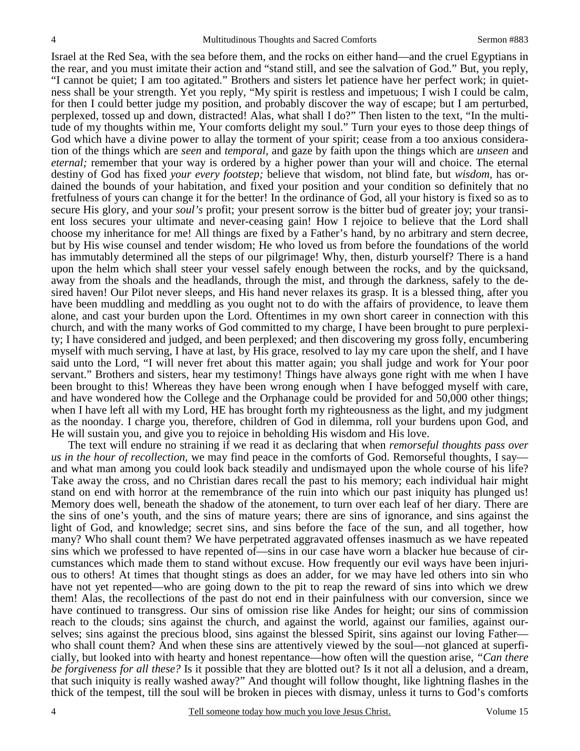Israel at the Red Sea, with the sea before them, and the rocks on either hand—and the cruel Egyptians in the rear, and you must imitate their action and "stand still, and see the salvation of God." But, you reply, "I cannot be quiet; I am too agitated." Brothers and sisters let patience have her perfect work; in quietness shall be your strength. Yet you reply, "My spirit is restless and impetuous; I wish I could be calm, for then I could better judge my position, and probably discover the way of escape; but I am perturbed, perplexed, tossed up and down, distracted! Alas, what shall I do?" Then listen to the text, "In the multitude of my thoughts within me, Your comforts delight my soul." Turn your eyes to those deep things of God which have a divine power to allay the torment of your spirit; cease from a too anxious consideration of the things which are *seen* and *temporal,* and gaze by faith upon the things which are *unseen* and *eternal;* remember that your way is ordered by a higher power than your will and choice. The eternal destiny of God has fixed *your every footstep;* believe that wisdom, not blind fate, but *wisdom*, has ordained the bounds of your habitation, and fixed your position and your condition so definitely that no fretfulness of yours can change it for the better! In the ordinance of God, all your history is fixed so as to secure His glory, and your *soul's* profit; your present sorrow is the bitter bud of greater joy; your transient loss secures your ultimate and never-ceasing gain! How I rejoice to believe that the Lord shall choose my inheritance for me! All things are fixed by a Father's hand, by no arbitrary and stern decree, but by His wise counsel and tender wisdom; He who loved us from before the foundations of the world has immutably determined all the steps of our pilgrimage! Why, then, disturb yourself? There is a hand upon the helm which shall steer your vessel safely enough between the rocks, and by the quicksand, away from the shoals and the headlands, through the mist, and through the darkness, safely to the desired haven! Our Pilot never sleeps, and His hand never relaxes its grasp. It is a blessed thing, after you have been muddling and meddling as you ought not to do with the affairs of providence, to leave them alone, and cast your burden upon the Lord. Oftentimes in my own short career in connection with this church, and with the many works of God committed to my charge, I have been brought to pure perplexity; I have considered and judged, and been perplexed; and then discovering my gross folly, encumbering myself with much serving, I have at last, by His grace, resolved to lay my care upon the shelf, and I have said unto the Lord, "I will never fret about this matter again; you shall judge and work for Your poor servant." Brothers and sisters, hear my testimony! Things have always gone right with me when I have been brought to this! Whereas they have been wrong enough when I have befogged myself with care, and have wondered how the College and the Orphanage could be provided for and 50,000 other things; when I have left all with my Lord, HE has brought forth my righteousness as the light, and my judgment as the noonday. I charge you, therefore, children of God in dilemma, roll your burdens upon God, and He will sustain you, and give you to rejoice in beholding His wisdom and His love.

The text will endure no straining if we read it as declaring that when *remorseful thoughts pass over us in the hour of recollection,* we may find peace in the comforts of God. Remorseful thoughts, I say—and what man among you could look back steadily and undismayed upon the whole course of his life? Take away the cross, and no Christian dares recall the past to his memory; each individual hair might stand on end with horror at the remembrance of the ruin into which our past iniquity has plunged us! Memory does well, beneath the shadow of the atonement, to turn over each leaf of her diary. There are the sins of one's youth, and the sins of mature years; there are sins of ignorance, and sins against the light of God, and knowledge; secret sins, and sins before the face of the sun, and all together, how many? Who shall count them? We have perpetrated aggravated offenses inasmuch as we have repeated sins which we professed to have repented of—sins in our case have worn a blacker hue because of circumstances which made them to stand without excuse. How frequently our evil ways have been injurious to others! At times that thought stings as does an adder, for we may have led others into sin who have not yet repented—who are going down to the pit to reap the reward of sins into which we drew them! Alas, the recollections of the past do not end in their painfulness with our conversion, since we have continued to transgress. Our sins of omission rise like Andes for height; our sins of commission reach to the clouds; sins against the church, and against the world, against our families, against ourselves; sins against the precious blood, sins against the blessed Spirit, sins against our loving Father—who shall count them? And when these sins are attentively viewed by the soul—not glanced at superficially, but looked into with hearty and honest repentance—how often will the question arise, *"Can there be forgiveness for all these?* Is it possible that they are blotted out? Is it not all a delusion, and a dream, that such iniquity is really washed away?" And thought will follow thought, like lightning flashes in the thick of the tempest, till the soul will be broken in pieces with dismay, unless it turns to God's comforts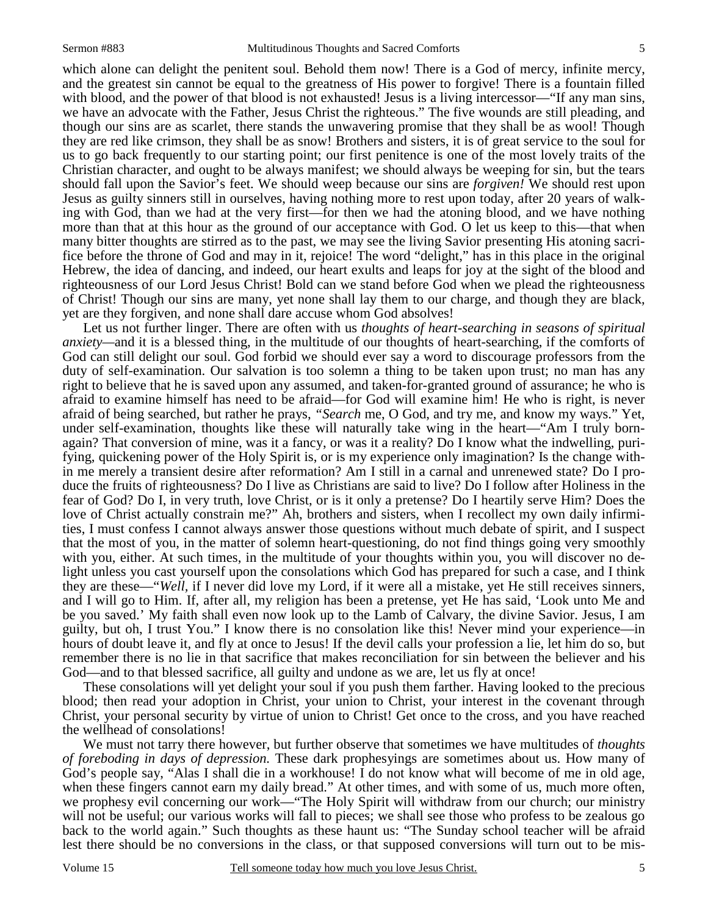which alone can delight the penitent soul. Behold them now! There is a God of mercy, infinite mercy, and the greatest sin cannot be equal to the greatness of His power to forgive! There is a fountain filled with blood, and the power of that blood is not exhausted! Jesus is a living intercessor—"If any man sins, we have an advocate with the Father, Jesus Christ the righteous." The five wounds are still pleading, and though our sins are as scarlet, there stands the unwavering promise that they shall be as wool! Though they are red like crimson, they shall be as snow! Brothers and sisters, it is of great service to the soul for us to go back frequently to our starting point; our first penitence is one of the most lovely traits of the Christian character, and ought to be always manifest; we should always be weeping for sin, but the tears should fall upon the Savior's feet. We should weep because our sins are *forgiven!* We should rest upon Jesus as guilty sinners still in ourselves, having nothing more to rest upon today, after 20 years of walking with God, than we had at the very first—for then we had the atoning blood, and we have nothing more than that at this hour as the ground of our acceptance with God. O let us keep to this—that when many bitter thoughts are stirred as to the past, we may see the living Savior presenting His atoning sacrifice before the throne of God and may in it, rejoice! The word "delight," has in this place in the original Hebrew, the idea of dancing, and indeed, our heart exults and leaps for joy at the sight of the blood and righteousness of our Lord Jesus Christ! Bold can we stand before God when we plead the righteousness of Christ! Though our sins are many, yet none shall lay them to our charge, and though they are black, yet are they forgiven, and none shall dare accuse whom God absolves!

Let us not further linger. There are often with us *thoughts of heart-searching in seasons of spiritual anxiety*—and it is a blessed thing, in the multitude of our thoughts of heart-searching, if the comforts of God can still delight our soul. God forbid we should ever say a word to discourage professors from the duty of self-examination. Our salvation is too solemn a thing to be taken upon trust; no man has any right to believe that he is saved upon any assumed, and taken-for-granted ground of assurance; he who is afraid to examine himself has need to be afraid—for God will examine him! He who is right, is never afraid of being searched, but rather he prays, *"Search* me, O God, and try me, and know my ways." Yet, under self-examination, thoughts like these will naturally take wing in the heart—"Am I truly born-again? That conversion of mine, was it a fancy, or was it a reality? Do I know what the indwelling, purifying, quickening power of the Holy Spirit is, or is my experience only imagination? Is the change within me merely a transient desire after reformation? Am I still in a carnal and unrenewed state? Do I produce the fruits of righteousness? Do I live as Christians are said to live? Do I follow after Holiness in the fear of God? Do I, in very truth, love Christ, or is it only a pretense? Do I heartily serve Him? Does the love of Christ actually constrain me?" Ah, brothers and sisters, when I recollect my own daily infirmities, I must confess I cannot always answer those questions without much debate of spirit, and I suspect that the most of you, in the matter of solemn heart-questioning, do not find things going very smoothly with you, either. At such times, in the multitude of your thoughts within you, you will discover no delight unless you cast yourself upon the consolations which God has prepared for such a case, and I think they are these—"*Well,* if I never did love my Lord, if it were all a mistake, yet He still receives sinners, and I will go to Him. If, after all, my religion has been a pretense, yet He has said, 'Look unto Me and be you saved.' My faith shall even now look up to the Lamb of Calvary, the divine Savior. Jesus, I am guilty, but oh, I trust You." I know there is no consolation like this! Never mind your experience—in hours of doubt leave it, and fly at once to Jesus! If the devil calls your profession a lie, let him do so, but remember there is no lie in that sacrifice that makes reconciliation for sin between the believer and his God—and to that blessed sacrifice, all guilty and undone as we are, let us fly at once!

These consolations will yet delight your soul if you push them farther. Having looked to the precious blood; then read your adoption in Christ, your union to Christ, your interest in the covenant through Christ, your personal security by virtue of union to Christ! Get once to the cross, and you have reached the wellhead of consolations!

We must not tarry there however, but further observe that sometimes we have multitudes of *thoughts of foreboding in days of depression.* These dark prophesyings are sometimes about us. How many of God's people say, "Alas I shall die in a workhouse! I do not know what will become of me in old age, when these fingers cannot earn my daily bread." At other times, and with some of us, much more often, we prophesy evil concerning our work—"The Holy Spirit will withdraw from our church; our ministry will not be useful; our various works will fall to pieces; we shall see those who profess to be zealous go back to the world again." Such thoughts as these haunt us: "The Sunday school teacher will be afraid lest there should be no conversions in the class, or that supposed conversions will turn out to be mis-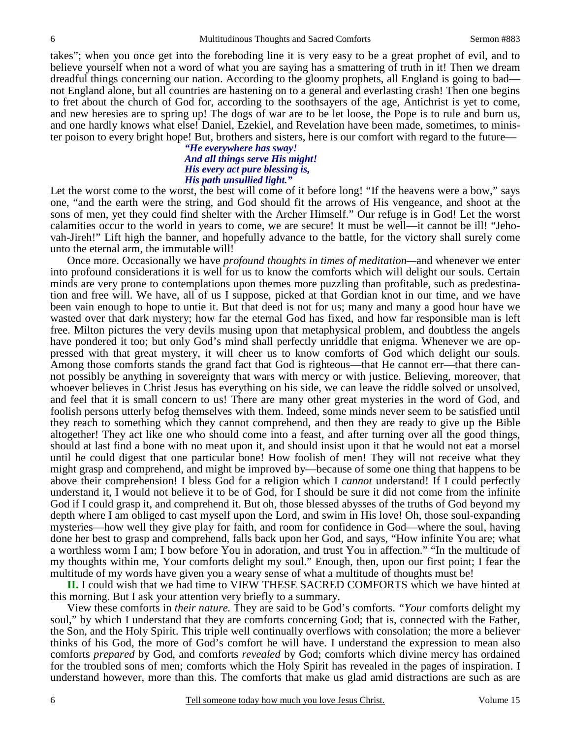takes"; when you once get into the foreboding line it is very easy to be a great prophet of evil, and to believe yourself when not a word of what you are saying has a smattering of truth in it! Then we dream dreadful things concerning our nation. According to the gloomy prophets, all England is going to bad—not England alone, but all countries are hastening on to a general and everlasting crash! Then one begins to fret about the church of God for, according to the soothsayers of the age, Antichrist is yet to come, and new heresies are to spring up! The dogs of war are to be let loose, the Pope is to rule and burn us, and one hardly knows what else! Daniel, Ezekiel, and Revelation have been made, sometimes, to minister poison to every bright hope! But, brothers and sisters, here is our comfort with regard to the future—

> *"He everywhere has sway!*
> *And all things serve His might!*
> *His every act pure blessing is,*
> *His path unsullied light."*

Let the worst come to the worst, the best will come of it before long! "If the heavens were a bow," says one, "and the earth were the string, and God should fit the arrows of His vengeance, and shoot at the sons of men, yet they could find shelter with the Archer Himself." Our refuge is in God! Let the worst calamities occur to the world in years to come, we are secure! It must be well—it cannot be ill! "Jehovah-Jireh!" Lift high the banner, and hopefully advance to the battle, for the victory shall surely come unto the eternal arm, the immutable will!

Once more. Occasionally we have *profound thoughts in times of meditation*—and whenever we enter into profound considerations it is well for us to know the comforts which will delight our souls. Certain minds are very prone to contemplations upon themes more puzzling than profitable, such as predestination and free will. We have, all of us I suppose, picked at that Gordian knot in our time, and we have been vain enough to hope to untie it. But that deed is not for us; many and many a good hour have we wasted over that dark mystery; how far the eternal God has fixed, and how far responsible man is left free. Milton pictures the very devils musing upon that metaphysical problem, and doubtless the angels have pondered it too; but only God's mind shall perfectly unriddle that enigma. Whenever we are oppressed with that great mystery, it will cheer us to know comforts of God which delight our souls. Among those comforts stands the grand fact that God is righteous—that He cannot err—that there cannot possibly be anything in sovereignty that wars with mercy or with justice. Believing, moreover, that whoever believes in Christ Jesus has everything on his side, we can leave the riddle solved or unsolved, and feel that it is small concern to us! There are many other great mysteries in the word of God, and foolish persons utterly befog themselves with them. Indeed, some minds never seem to be satisfied until they reach to something which they cannot comprehend, and then they are ready to give up the Bible altogether! They act like one who should come into a feast, and after turning over all the good things, should at last find a bone with no meat upon it, and should insist upon it that he would not eat a morsel until he could digest that one particular bone! How foolish of men! They will not receive what they might grasp and comprehend, and might be improved by—because of some one thing that happens to be above their comprehension! I bless God for a religion which I *cannot* understand! If I could perfectly understand it, I would not believe it to be of God, for I should be sure it did not come from the infinite God if I could grasp it, and comprehend it. But oh, those blessed abysses of the truths of God beyond my depth where I am obliged to cast myself upon the Lord, and swim in His love! Oh, those soul-expanding mysteries—how well they give play for faith, and room for confidence in God—where the soul, having done her best to grasp and comprehend, falls back upon her God, and says, "How infinite You are; what a worthless worm I am; I bow before You in adoration, and trust You in affection." "In the multitude of my thoughts within me, Your comforts delight my soul." Enough, then, upon our first point; I fear the multitude of my words have given you a weary sense of what a multitude of thoughts must be!

**II.** I could wish that we had time to VIEW THESE SACRED COMFORTS which we have hinted at this morning. But I ask your attention very briefly to a summary.

View these comforts in *their nature.* They are said to be God's comforts. *"Your* comforts delight my soul," by which I understand that they are comforts concerning God; that is, connected with the Father, the Son, and the Holy Spirit. This triple well continually overflows with consolation; the more a believer thinks of his God, the more of God's comfort he will have. I understand the expression to mean also comforts *prepared* by God, and comforts *revealed* by God; comforts which divine mercy has ordained for the troubled sons of men; comforts which the Holy Spirit has revealed in the pages of inspiration. I understand however, more than this. The comforts that make us glad amid distractions are such as are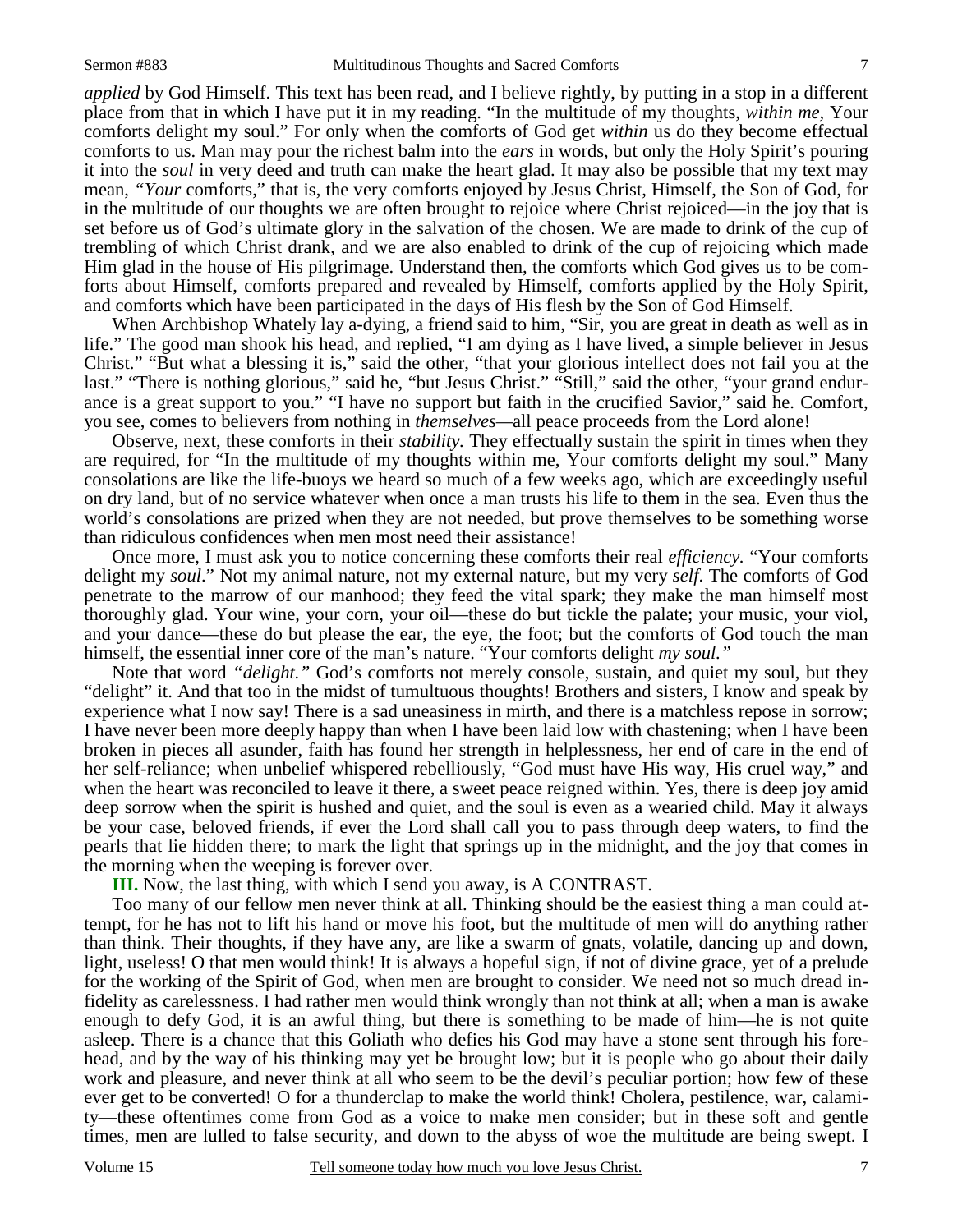*applied* by God Himself. This text has been read, and I believe rightly, by putting in a stop in a different place from that in which I have put it in my reading. "In the multitude of my thoughts, *within me,* Your comforts delight my soul." For only when the comforts of God get *within* us do they become effectual comforts to us. Man may pour the richest balm into the *ears* in words, but only the Holy Spirit's pouring it into the *soul* in very deed and truth can make the heart glad. It may also be possible that my text may mean, *"Your* comforts," that is, the very comforts enjoyed by Jesus Christ, Himself, the Son of God, for in the multitude of our thoughts we are often brought to rejoice where Christ rejoiced—in the joy that is set before us of God's ultimate glory in the salvation of the chosen. We are made to drink of the cup of trembling of which Christ drank, and we are also enabled to drink of the cup of rejoicing which made Him glad in the house of His pilgrimage. Understand then, the comforts which God gives us to be comforts about Himself, comforts prepared and revealed by Himself, comforts applied by the Holy Spirit, and comforts which have been participated in the days of His flesh by the Son of God Himself.

When Archbishop Whately lay a-dying, a friend said to him, "Sir, you are great in death as well as in life." The good man shook his head, and replied, "I am dying as I have lived, a simple believer in Jesus Christ." "But what a blessing it is," said the other, "that your glorious intellect does not fail you at the last." "There is nothing glorious," said he, "but Jesus Christ." "Still," said the other, "your grand endurance is a great support to you." "I have no support but faith in the crucified Savior," said he. Comfort, you see, comes to believers from nothing in *themselves*—all peace proceeds from the Lord alone!

Observe, next, these comforts in their *stability.* They effectually sustain the spirit in times when they are required, for "In the multitude of my thoughts within me, Your comforts delight my soul." Many consolations are like the life-buoys we heard so much of a few weeks ago, which are exceedingly useful on dry land, but of no service whatever when once a man trusts his life to them in the sea. Even thus the world's consolations are prized when they are not needed, but prove themselves to be something worse than ridiculous confidences when men most need their assistance!

Once more, I must ask you to notice concerning these comforts their real *efficiency.* "Your comforts delight my *soul*." Not my animal nature, not my external nature, but my very *self*. The comforts of God penetrate to the marrow of our manhood; they feed the vital spark; they make the man himself most thoroughly glad. Your wine, your corn, your oil—these do but tickle the palate; your music, your viol, and your dance—these do but please the ear, the eye, the foot; but the comforts of God touch the man himself, the essential inner core of the man's nature. "Your comforts delight *my soul."*

Note that word *"delight."* God's comforts not merely console, sustain, and quiet my soul, but they "delight" it. And that too in the midst of tumultuous thoughts! Brothers and sisters, I know and speak by experience what I now say! There is a sad uneasiness in mirth, and there is a matchless repose in sorrow; I have never been more deeply happy than when I have been laid low with chastening; when I have been broken in pieces all asunder, faith has found her strength in helplessness, her end of care in the end of her self-reliance; when unbelief whispered rebelliously, "God must have His way, His cruel way," and when the heart was reconciled to leave it there, a sweet peace reigned within. Yes, there is deep joy amid deep sorrow when the spirit is hushed and quiet, and the soul is even as a wearied child. May it always be your case, beloved friends, if ever the Lord shall call you to pass through deep waters, to find the pearls that lie hidden there; to mark the light that springs up in the midnight, and the joy that comes in the morning when the weeping is forever over.

**III.** Now, the last thing, with which I send you away, is A CONTRAST.

Too many of our fellow men never think at all. Thinking should be the easiest thing a man could attempt, for he has not to lift his hand or move his foot, but the multitude of men will do anything rather than think. Their thoughts, if they have any, are like a swarm of gnats, volatile, dancing up and down, light, useless! O that men would think! It is always a hopeful sign, if not of divine grace, yet of a prelude for the working of the Spirit of God, when men are brought to consider. We need not so much dread infidelity as carelessness. I had rather men would think wrongly than not think at all; when a man is awake enough to defy God, it is an awful thing, but there is something to be made of him—he is not quite asleep. There is a chance that this Goliath who defies his God may have a stone sent through his forehead, and by the way of his thinking may yet be brought low; but it is people who go about their daily work and pleasure, and never think at all who seem to be the devil's peculiar portion; how few of these ever get to be converted! O for a thunderclap to make the world think! Cholera, pestilence, war, calamity—these oftentimes come from God as a voice to make men consider; but in these soft and gentle times, men are lulled to false security, and down to the abyss of woe the multitude are being swept. I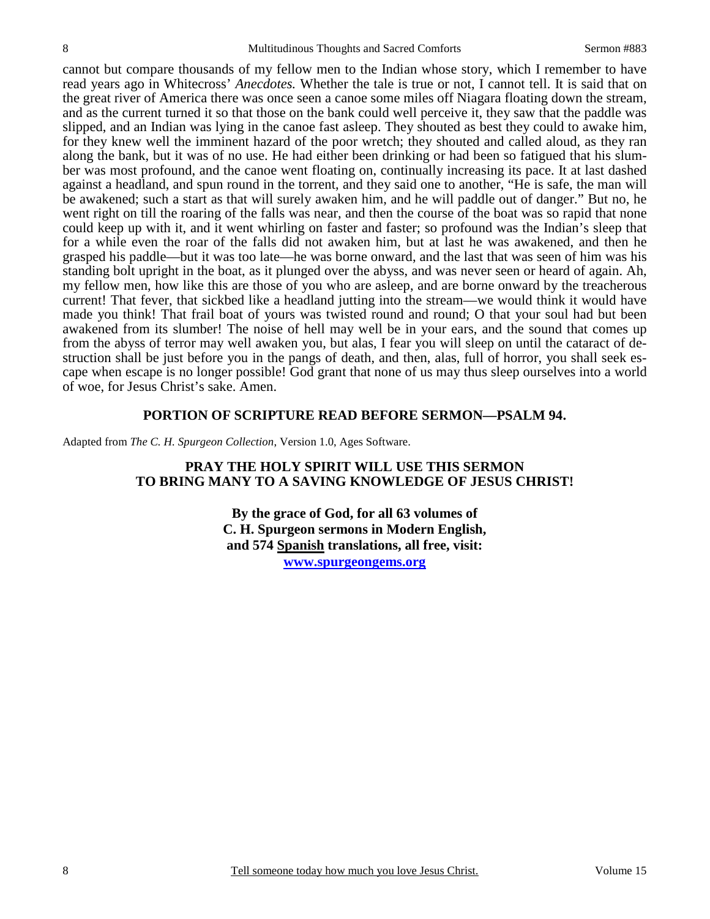cannot but compare thousands of my fellow men to the Indian whose story, which I remember to have read years ago in Whitecross' *Anecdotes.* Whether the tale is true or not, I cannot tell. It is said that on the great river of America there was once seen a canoe some miles off Niagara floating down the stream, and as the current turned it so that those on the bank could well perceive it, they saw that the paddle was slipped, and an Indian was lying in the canoe fast asleep. They shouted as best they could to awake him, for they knew well the imminent hazard of the poor wretch; they shouted and called aloud, as they ran along the bank, but it was of no use. He had either been drinking or had been so fatigued that his slumber was most profound, and the canoe went floating on, continually increasing its pace. It at last dashed against a headland, and spun round in the torrent, and they said one to another, "He is safe, the man will be awakened; such a start as that will surely awaken him, and he will paddle out of danger." But no, he went right on till the roaring of the falls was near, and then the course of the boat was so rapid that none could keep up with it, and it went whirling on faster and faster; so profound was the Indian's sleep that for a while even the roar of the falls did not awaken him, but at last he was awakened, and then he grasped his paddle—but it was too late—he was borne onward, and the last that was seen of him was his standing bolt upright in the boat, as it plunged over the abyss, and was never seen or heard of again. Ah, my fellow men, how like this are those of you who are asleep, and are borne onward by the treacherous current! That fever, that sickbed like a headland jutting into the stream—we would think it would have made you think! That frail boat of yours was twisted round and round; O that your soul had but been awakened from its slumber! The noise of hell may well be in your ears, and the sound that comes up from the abyss of terror may well awaken you, but alas, I fear you will sleep on until the cataract of destruction shall be just before you in the pangs of death, and then, alas, full of horror, you shall seek escape when escape is no longer possible! God grant that none of us may thus sleep ourselves into a world of woe, for Jesus Christ's sake. Amen.

**PORTION OF SCRIPTURE READ BEFORE SERMON—PSALM 94.**

Adapted from *The C. H. Spurgeon Collection*, Version 1.0, Ages Software.

**PRAY THE HOLY SPIRIT WILL USE THIS SERMON TO BRING MANY TO A SAVING KNOWLEDGE OF JESUS CHRIST!**

**By the grace of God, for all 63 volumes of C. H. Spurgeon sermons in Modern English, and 574 Spanish translations, all free, visit: www.spurgeongems.org**

Tell someone today how much you love Jesus Christ.